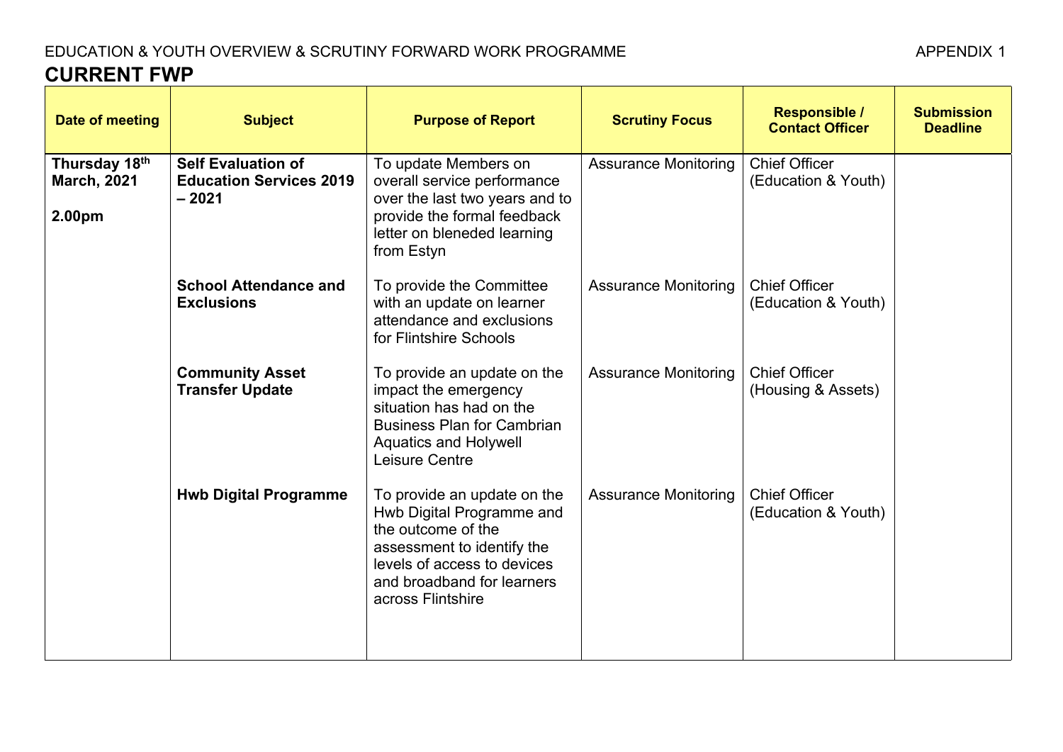EDUCATION & YOUTH OVERVIEW & SCRUTINY FORWARD WORK PROGRAMME APPENDIX 1

# CURRENT FWP

| Date of meeting | Subject | Purpose of Report | Scrutiny Focus | Responsible / Contact Officer | Submission Deadline |
|---|---|---|---|---|---|
| **Thursday 18th March, 2021**<br><br>**2.00pm** | **Self Evaluation of Education Services 2019 – 2021** | To update Members on overall service performance over the last two years and to provide the formal feedback letter on bleneded learning from Estyn | Assurance Monitoring | Chief Officer (Education & Youth) | |
| | **School Attendance and Exclusions** | To provide the Committee with an update on learner attendance and exclusions for Flintshire Schools | Assurance Monitoring | Chief Officer (Education & Youth) | |
| | **Community Asset Transfer Update** | To provide an update on the impact the emergency situation has had on the Business Plan for Cambrian Aquatics and Holywell Leisure Centre | Assurance Monitoring | Chief Officer (Housing & Assets) | |
| | **Hwb Digital Programme** | To provide an update on the Hwb Digital Programme and the outcome of the assessment to identify the levels of access to devices and broadband for learners across Flintshire | Assurance Monitoring | Chief Officer (Education & Youth) | |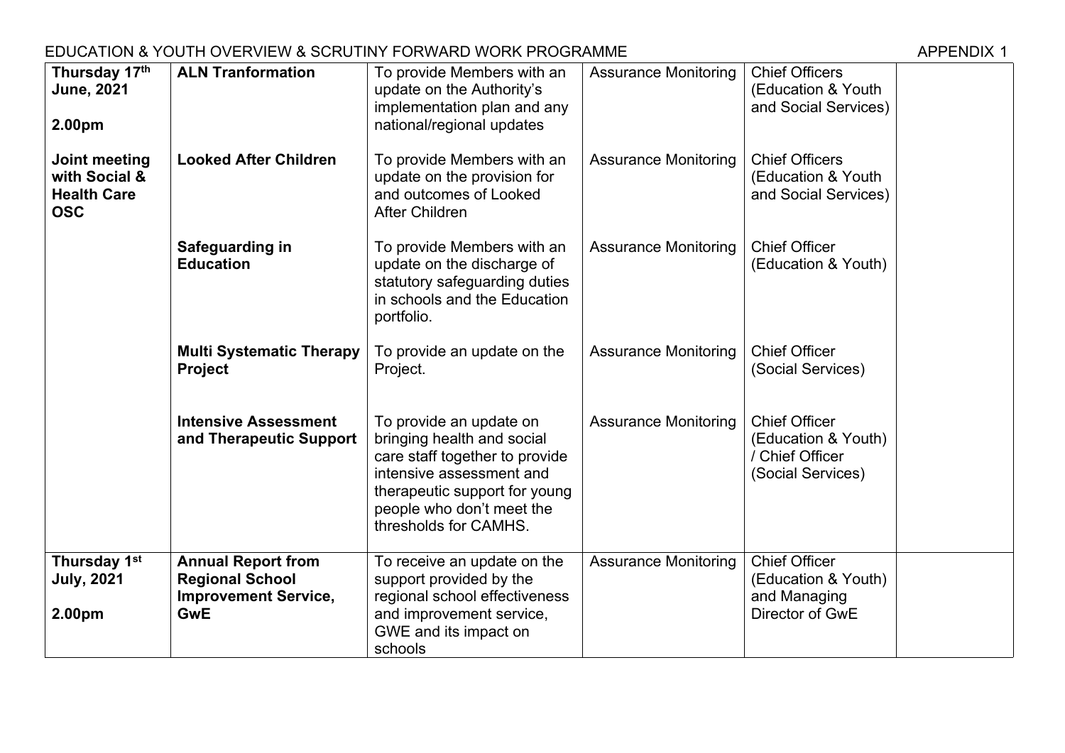EDUCATION & YOUTH OVERVIEW & SCRUTINY FORWARD WORK PROGRAMME APPENDIX 1

| | | | | | |
|---|---|---|---|---|---|
| **Thursday 17th June, 2021**<br><br>**2.00pm**<br><br>**Joint meeting with Social & Health Care OSC** | **ALN Tranformation** | To provide Members with an update on the Authority's implementation plan and any national/regional updates | Assurance Monitoring | Chief Officers (Education & Youth and Social Services) | |
| | **Looked After Children** | To provide Members with an update on the provision for and outcomes of Looked After Children | Assurance Monitoring | Chief Officers (Education & Youth and Social Services) | |
| | **Safeguarding in Education** | To provide Members with an update on the discharge of statutory safeguarding duties in schools and the Education portfolio. | Assurance Monitoring | Chief Officer (Education & Youth) | |
| | **Multi Systematic Therapy Project** | To provide an update on the Project. | Assurance Monitoring | Chief Officer (Social Services) | |
| | **Intensive Assessment and Therapeutic Support** | To provide an update on bringing health and social care staff together to provide intensive assessment and therapeutic support for young people who don't meet the thresholds for CAMHS. | Assurance Monitoring | Chief Officer (Education & Youth) / Chief Officer (Social Services) | |
| **Thursday 1st July, 2021**<br><br>**2.00pm** | **Annual Report from Regional School Improvement Service, GwE** | To receive an update on the support provided by the regional school effectiveness and improvement service, GWE and its impact on schools | Assurance Monitoring | Chief Officer (Education & Youth) and Managing Director of GwE | |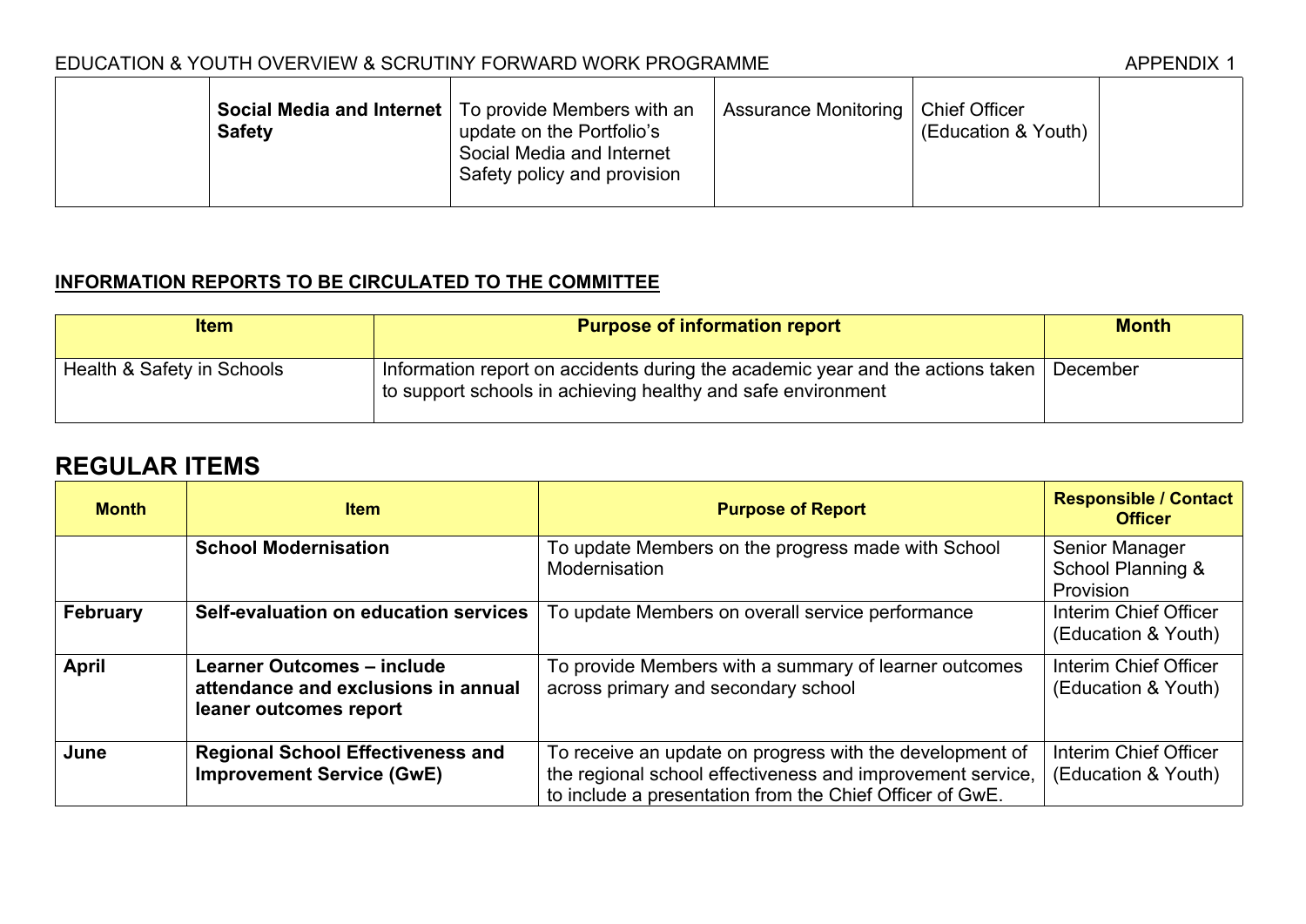| | Social Media and Internet Safety | To provide Members with an update on the Portfolio's Social Media and Internet Safety policy and provision | Assurance Monitoring | Chief Officer (Education & Youth) | |
|---|---|---|---|---|---|

**INFORMATION REPORTS TO BE CIRCULATED TO THE COMMITTEE**

| Item | Purpose of information report | Month |
|---|---|---|
| Health & Safety in Schools | Information report on accidents during the academic year and the actions taken to support schools in achieving healthy and safe environment | December |

## REGULAR ITEMS

| Month | Item | Purpose of Report | Responsible / Contact Officer |
|---|---|---|---|
| | **School Modernisation** | To update Members on the progress made with School Modernisation | Senior Manager School Planning & Provision |
| **February** | **Self-evaluation on education services** | To update Members on overall service performance | Interim Chief Officer (Education & Youth) |
| **April** | **Learner Outcomes – include attendance and exclusions in annual leaner outcomes report** | To provide Members with a summary of learner outcomes across primary and secondary school | Interim Chief Officer (Education & Youth) |
| **June** | **Regional School Effectiveness and Improvement Service (GwE)** | To receive an update on progress with the development of the regional school effectiveness and improvement service, to include a presentation from the Chief Officer of GwE. | Interim Chief Officer (Education & Youth) |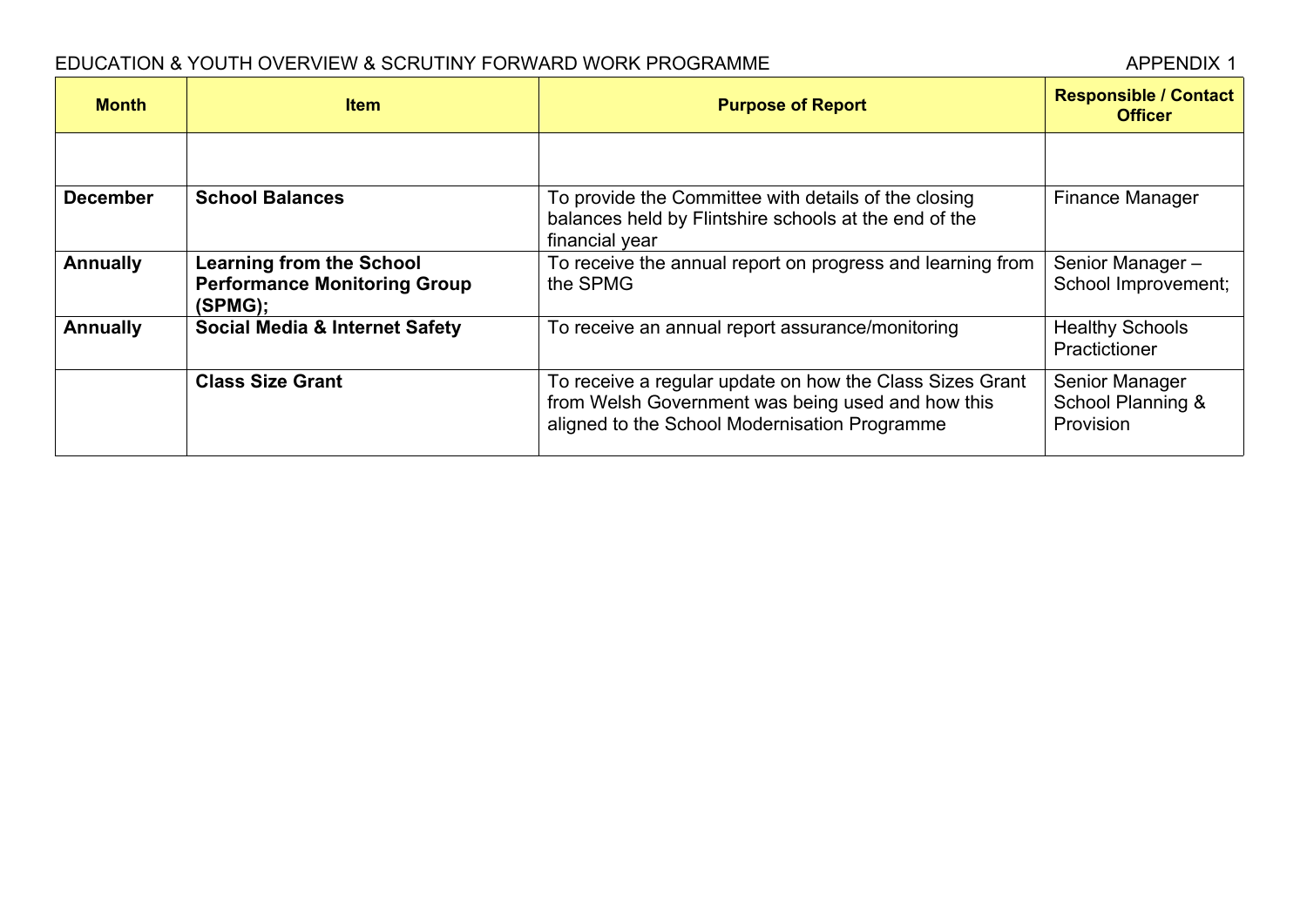EDUCATION & YOUTH OVERVIEW & SCRUTINY FORWARD WORK PROGRAMME APPENDIX 1

| Month | Item | Purpose of Report | Responsible / Contact Officer |
|---|---|---|---|
| | | | |
| **December** | **School Balances** | To provide the Committee with details of the closing balances held by Flintshire schools at the end of the financial year | Finance Manager |
| **Annually** | **Learning from the School Performance Monitoring Group (SPMG);** | To receive the annual report on progress and learning from the SPMG | Senior Manager – School Improvement; |
| **Annually** | **Social Media & Internet Safety** | To receive an annual report assurance/monitoring | Healthy Schools Practictioner |
| | **Class Size Grant** | To receive a regular update on how the Class Sizes Grant from Welsh Government was being used and how this aligned to the School Modernisation Programme | Senior Manager School Planning & Provision |